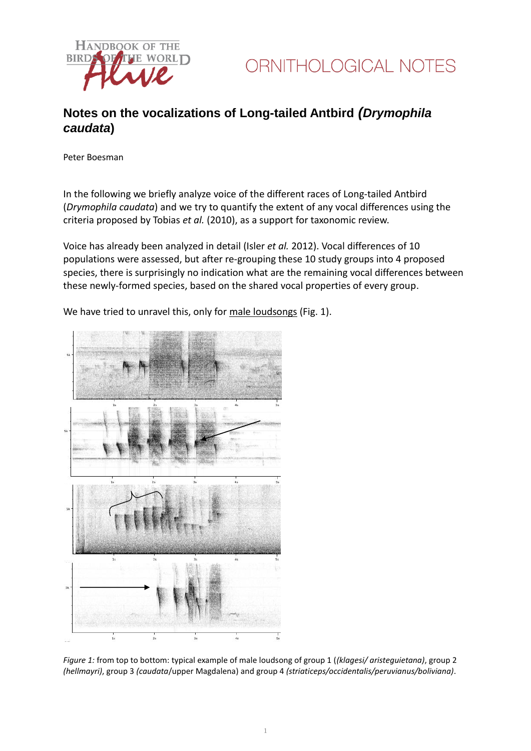# Notes on the vocalizations of Long-tailed Antbird *(Drymophila caudata)*

Peter Boesman

In the following we briefly analyze voice of the different races of Long-tailed Antbird (*Drymophila caudata*) and we try to quantify the extent of any vocal differences using the criteria proposed by Tobias *et al.* (2010), as a support for taxonomic review.

Voice has already been analyzed in detail (Isler *et al.* 2012). Vocal differences of 10 populations were assessed, but after re-grouping these 10 study groups into 4 proposed species, there is surprisingly no indication what are the remaining vocal differences between these newly-formed species, based on the shared vocal properties of every group.

We have tried to unravel this, only for male loudsongs (Fig. 1).

*Figure 1:* from top to bottom: typical example of male loudsong of group 1 (*(klagesi/ aristeguietana)*, group 2 *(hellmayri)*, group 3 *(caudata*/upper Magdalena) and group 4 *(striaticeps/occidentalis/peruvianus/boliviana)*.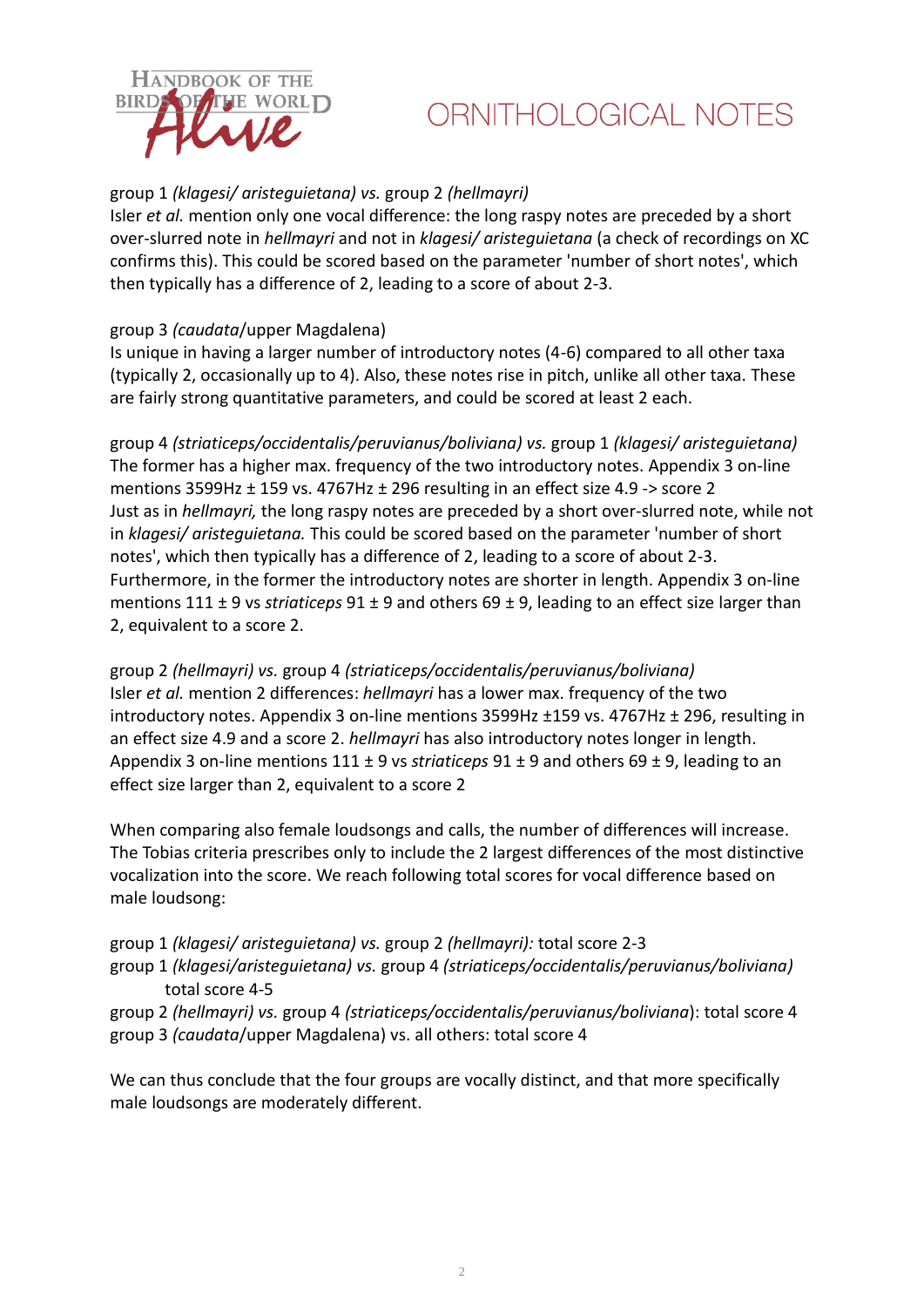group 1 *(klagesi/ aristeguietana) vs.* group 2 *(hellmayri)*
Isler *et al.* mention only one vocal difference: the long raspy notes are preceded by a short over-slurred note in *hellmayri* and not in *klagesi/ aristeguietana* (a check of recordings on XC confirms this). This could be scored based on the parameter 'number of short notes', which then typically has a difference of 2, leading to a score of about 2-3.

group 3 *(caudata*/upper Magdalena)
Is unique in having a larger number of introductory notes (4-6) compared to all other taxa (typically 2, occasionally up to 4). Also, these notes rise in pitch, unlike all other taxa. These are fairly strong quantitative parameters, and could be scored at least 2 each.

group 4 *(striaticeps/occidentalis/peruvianus/boliviana) vs.* group 1 *(klagesi/ aristeguietana)*
The former has a higher max. frequency of the two introductory notes. Appendix 3 on-line mentions 3599Hz ± 159 vs. 4767Hz ± 296 resulting in an effect size 4.9 -> score 2
Just as in *hellmayri,* the long raspy notes are preceded by a short over-slurred note, while not in *klagesi/ aristeguietana.* This could be scored based on the parameter 'number of short notes', which then typically has a difference of 2, leading to a score of about 2-3.
Furthermore, in the former the introductory notes are shorter in length. Appendix 3 on-line mentions 111 ± 9 vs *striaticeps* 91 ± 9 and others 69 ± 9, leading to an effect size larger than 2, equivalent to a score 2.

group 2 *(hellmayri) vs.* group 4 *(striaticeps/occidentalis/peruvianus/boliviana)*
Isler *et al.* mention 2 differences: *hellmayri* has a lower max. frequency of the two introductory notes. Appendix 3 on-line mentions 3599Hz ±159 vs. 4767Hz ± 296, resulting in an effect size 4.9 and a score 2. *hellmayri* has also introductory notes longer in length. Appendix 3 on-line mentions 111 ± 9 vs *striaticeps* 91 ± 9 and others 69 ± 9, leading to an effect size larger than 2, equivalent to a score 2

When comparing also female loudsongs and calls, the number of differences will increase. The Tobias criteria prescribes only to include the 2 largest differences of the most distinctive vocalization into the score. We reach following total scores for vocal difference based on male loudsong:

group 1 *(klagesi/ aristeguietana) vs.* group 2 *(hellmayri):* total score 2-3
group 1 *(klagesi/aristeguietana) vs.* group 4 *(striaticeps/occidentalis/peruvianus/boliviana)* total score 4-5
group 2 *(hellmayri) vs.* group 4 *(striaticeps/occidentalis/peruvianus/boliviana*): total score 4
group 3 *(caudata*/upper Magdalena) vs. all others: total score 4

We can thus conclude that the four groups are vocally distinct, and that more specifically male loudsongs are moderately different.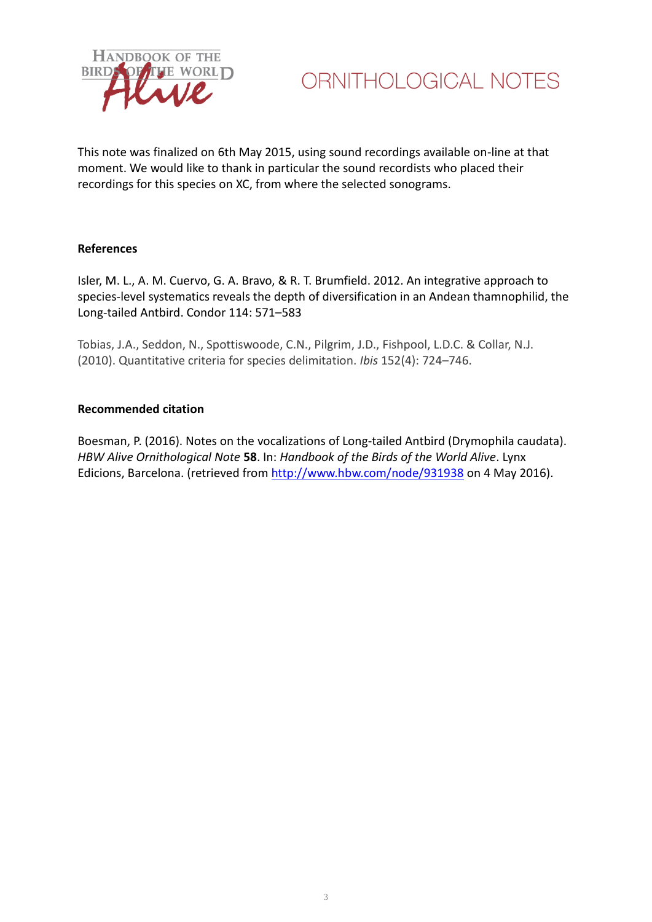This note was finalized on 6th May 2015, using sound recordings available on-line at that moment. We would like to thank in particular the sound recordists who placed their recordings for this species on XC, from where the selected sonograms.

### References

Isler, M. L., A. M. Cuervo, G. A. Bravo, & R. T. Brumfield. 2012. An integrative approach to species-level systematics reveals the depth of diversification in an Andean thamnophilid, the Long-tailed Antbird. Condor 114: 571–583

Tobias, J.A., Seddon, N., Spottiswoode, C.N., Pilgrim, J.D., Fishpool, L.D.C. & Collar, N.J. (2010). Quantitative criteria for species delimitation. *Ibis* 152(4): 724–746.

### Recommended citation

Boesman, P. (2016). Notes on the vocalizations of Long-tailed Antbird (Drymophila caudata). *HBW Alive Ornithological Note* **58**. In: *Handbook of the Birds of the World Alive*. Lynx Edicions, Barcelona. (retrieved from http://www.hbw.com/node/931938 on 4 May 2016).